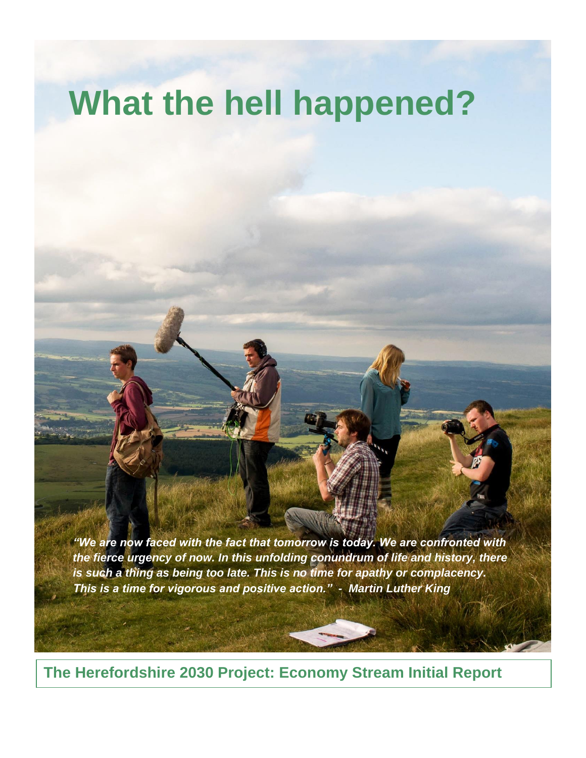# What the hell happened?

***"We are now faced with the fact that tomorrow is today. We are confronted with the fierce urgency of now. In this unfolding conundrum of life and history, there is such a thing as being too late. This is no time for apathy or complacency. This is a time for vigorous and positive action." - Martin Luther King***

**The Herefordshire 2030 Project: Economy Stream Initial Report**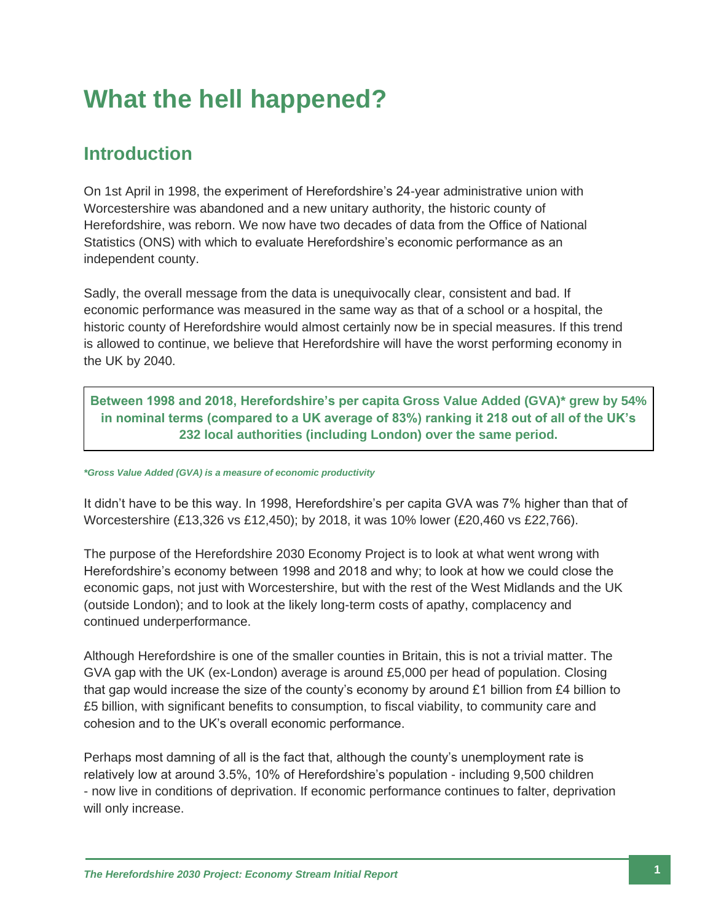# What the hell happened?

## Introduction

On 1st April in 1998, the experiment of Herefordshire's 24-year administrative union with Worcestershire was abandoned and a new unitary authority, the historic county of Herefordshire, was reborn. We now have two decades of data from the Office of National Statistics (ONS) with which to evaluate Herefordshire's economic performance as an independent county.

Sadly, the overall message from the data is unequivocally clear, consistent and bad. If economic performance was measured in the same way as that of a school or a hospital, the historic county of Herefordshire would almost certainly now be in special measures. If this trend is allowed to continue, we believe that Herefordshire will have the worst performing economy in the UK by 2040.

**Between 1998 and 2018, Herefordshire's per capita Gross Value Added (GVA)* grew by 54% in nominal terms (compared to a UK average of 83%) ranking it 218 out of all of the UK's 232 local authorities (including London) over the same period.**

***Gross Value Added (GVA) is a measure of economic productivity***

It didn't have to be this way. In 1998, Herefordshire's per capita GVA was 7% higher than that of Worcestershire (£13,326 vs £12,450); by 2018, it was 10% lower (£20,460 vs £22,766).

The purpose of the Herefordshire 2030 Economy Project is to look at what went wrong with Herefordshire's economy between 1998 and 2018 and why; to look at how we could close the economic gaps, not just with Worcestershire, but with the rest of the West Midlands and the UK (outside London); and to look at the likely long-term costs of apathy, complacency and continued underperformance.

Although Herefordshire is one of the smaller counties in Britain, this is not a trivial matter. The GVA gap with the UK (ex-London) average is around £5,000 per head of population. Closing that gap would increase the size of the county's economy by around £1 billion from £4 billion to £5 billion, with significant benefits to consumption, to fiscal viability, to community care and cohesion and to the UK's overall economic performance.

Perhaps most damning of all is the fact that, although the county's unemployment rate is relatively low at around 3.5%, 10% of Herefordshire's population - including 9,500 children - now live in conditions of deprivation. If economic performance continues to falter, deprivation will only increase.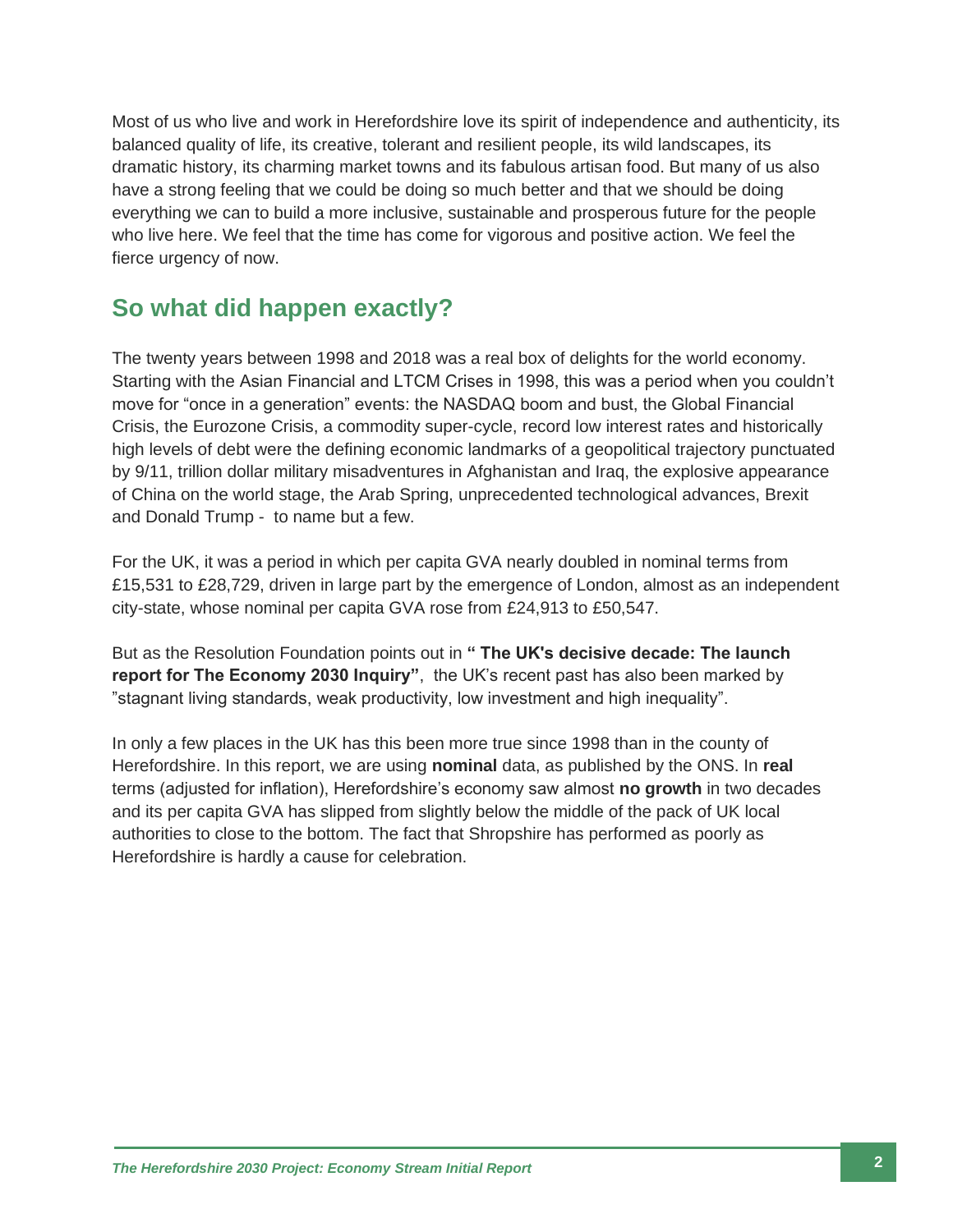Most of us who live and work in Herefordshire love its spirit of independence and authenticity, its balanced quality of life, its creative, tolerant and resilient people, its wild landscapes, its dramatic history, its charming market towns and its fabulous artisan food. But many of us also have a strong feeling that we could be doing so much better and that we should be doing everything we can to build a more inclusive, sustainable and prosperous future for the people who live here. We feel that the time has come for vigorous and positive action. We feel the fierce urgency of now.

## So what did happen exactly?

The twenty years between 1998 and 2018 was a real box of delights for the world economy. Starting with the Asian Financial and LTCM Crises in 1998, this was a period when you couldn't move for "once in a generation" events: the NASDAQ boom and bust, the Global Financial Crisis, the Eurozone Crisis, a commodity super-cycle, record low interest rates and historically high levels of debt were the defining economic landmarks of a geopolitical trajectory punctuated by 9/11, trillion dollar military misadventures in Afghanistan and Iraq, the explosive appearance of China on the world stage, the Arab Spring, unprecedented technological advances, Brexit and Donald Trump - to name but a few.

For the UK, it was a period in which per capita GVA nearly doubled in nominal terms from £15,531 to £28,729, driven in large part by the emergence of London, almost as an independent city-state, whose nominal per capita GVA rose from £24,913 to £50,547.

But as the Resolution Foundation points out in **" The UK's decisive decade: The launch report for The Economy 2030 Inquiry"**, the UK's recent past has also been marked by "stagnant living standards, weak productivity, low investment and high inequality".

In only a few places in the UK has this been more true since 1998 than in the county of Herefordshire. In this report, we are using **nominal** data, as published by the ONS. In **real** terms (adjusted for inflation), Herefordshire's economy saw almost **no growth** in two decades and its per capita GVA has slipped from slightly below the middle of the pack of UK local authorities to close to the bottom. The fact that Shropshire has performed as poorly as Herefordshire is hardly a cause for celebration.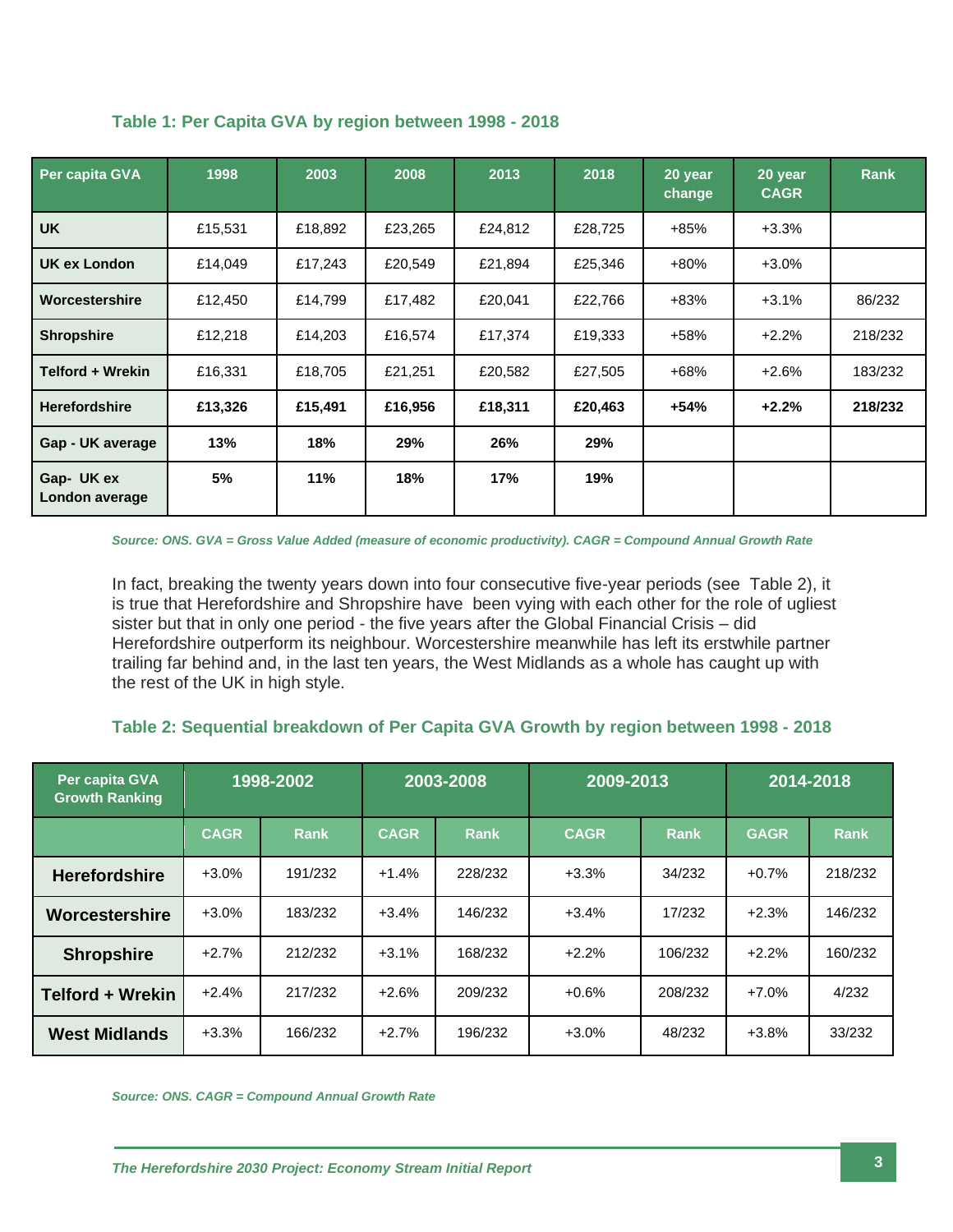### Table 1: Per Capita GVA by region between 1998 - 2018

| Per capita GVA | 1998 | 2003 | 2008 | 2013 | 2018 | 20 year change | 20 year CAGR | Rank |
|---|---|---|---|---|---|---|---|---|
| **UK** | £15,531 | £18,892 | £23,265 | £24,812 | £28,725 | +85% | +3.3% | |
| **UK ex London** | £14,049 | £17,243 | £20,549 | £21,894 | £25,346 | +80% | +3.0% | |
| **Worcestershire** | £12,450 | £14,799 | £17,482 | £20,041 | £22,766 | +83% | +3.1% | 86/232 |
| **Shropshire** | £12,218 | £14,203 | £16,574 | £17,374 | £19,333 | +58% | +2.2% | 218/232 |
| **Telford + Wrekin** | £16,331 | £18,705 | £21,251 | £20,582 | £27,505 | +68% | +2.6% | 183/232 |
| **Herefordshire** | **£13,326** | **£15,491** | **£16,956** | **£18,311** | **£20,463** | **+54%** | **+2.2%** | **218/232** |
| **Gap - UK average** | **13%** | **18%** | **29%** | **26%** | **29%** | | | |
| **Gap- UK ex London average** | **5%** | **11%** | **18%** | **17%** | **19%** | | | |

*Source: ONS. GVA = Gross Value Added (measure of economic productivity). CAGR = Compound Annual Growth Rate*

In fact, breaking the twenty years down into four consecutive five-year periods (see Table 2), it is true that Herefordshire and Shropshire have been vying with each other for the role of ugliest sister but that in only one period - the five years after the Global Financial Crisis – did Herefordshire outperform its neighbour. Worcestershire meanwhile has left its erstwhile partner trailing far behind and, in the last ten years, the West Midlands as a whole has caught up with the rest of the UK in high style.

### Table 2: Sequential breakdown of Per Capita GVA Growth by region between 1998 - 2018

| Per capita GVA Growth Ranking | 1998-2002 | | 2003-2008 | | 2009-2013 | | 2014-2018 | |
|---|---|---|---|---|---|---|---|---|
| | CAGR | Rank | CAGR | Rank | CAGR | Rank | GAGR | Rank |
| **Herefordshire** | +3.0% | 191/232 | +1.4% | 228/232 | +3.3% | 34/232 | +0.7% | 218/232 |
| **Worcestershire** | +3.0% | 183/232 | +3.4% | 146/232 | +3.4% | 17/232 | +2.3% | 146/232 |
| **Shropshire** | +2.7% | 212/232 | +3.1% | 168/232 | +2.2% | 106/232 | +2.2% | 160/232 |
| **Telford + Wrekin** | +2.4% | 217/232 | +2.6% | 209/232 | +0.6% | 208/232 | +7.0% | 4/232 |
| **West Midlands** | +3.3% | 166/232 | +2.7% | 196/232 | +3.0% | 48/232 | +3.8% | 33/232 |

*Source: ONS. CAGR = Compound Annual Growth Rate*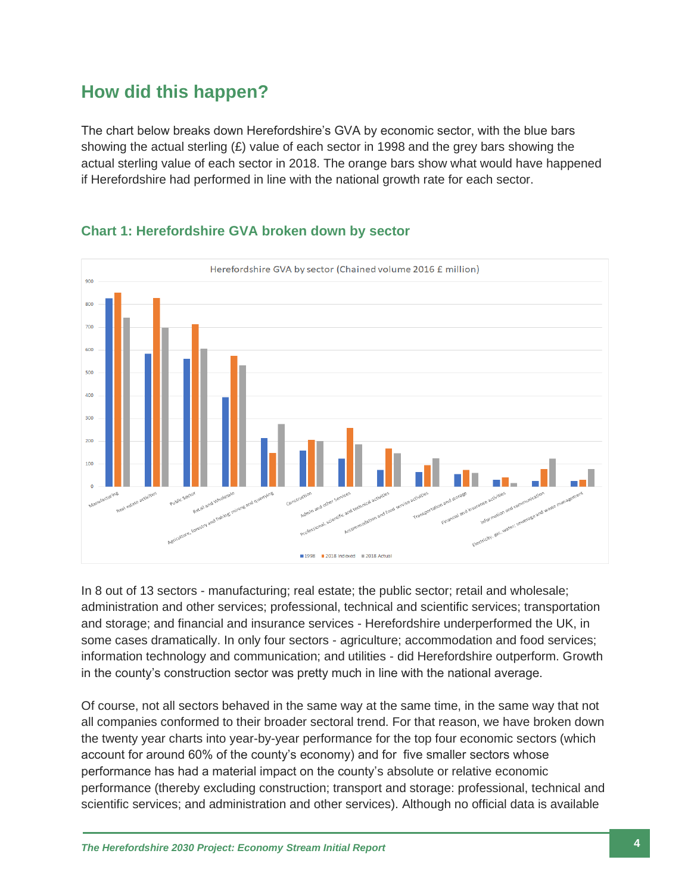## How did this happen?

The chart below breaks down Herefordshire's GVA by economic sector, with the blue bars showing the actual sterling (£) value of each sector in 1998 and the grey bars showing the actual sterling value of each sector in 2018. The orange bars show what would have happened if Herefordshire had performed in line with the national growth rate for each sector.

### Chart 1: Herefordshire GVA broken down by sector

In 8 out of 13 sectors - manufacturing; real estate; the public sector; retail and wholesale; administration and other services; professional, technical and scientific services; transportation and storage; and financial and insurance services - Herefordshire underperformed the UK, in some cases dramatically. In only four sectors - agriculture; accommodation and food services; information technology and communication; and utilities - did Herefordshire outperform. Growth in the county's construction sector was pretty much in line with the national average.

Of course, not all sectors behaved in the same way at the same time, in the same way that not all companies conformed to their broader sectoral trend. For that reason, we have broken down the twenty year charts into year-by-year performance for the top four economic sectors (which account for around 60% of the county's economy) and for five smaller sectors whose performance has had a material impact on the county's absolute or relative economic performance (thereby excluding construction; transport and storage: professional, technical and scientific services; and administration and other services). Although no official data is available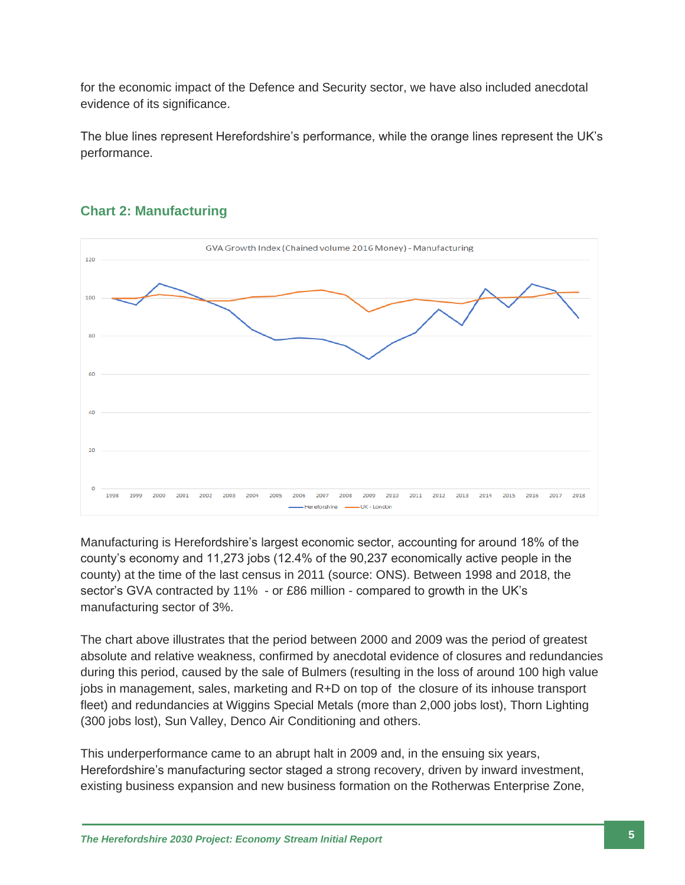for the economic impact of the Defence and Security sector, we have also included anecdotal evidence of its significance.

The blue lines represent Herefordshire's performance, while the orange lines represent the UK's performance.

### Chart 2: Manufacturing

GVA Growth Index (Chained volume 2016 Money) - Manufacturing

Manufacturing is Herefordshire's largest economic sector, accounting for around 18% of the county's economy and 11,273 jobs (12.4% of the 90,237 economically active people in the county) at the time of the last census in 2011 (source: ONS). Between 1998 and 2018, the sector's GVA contracted by 11% - or £86 million - compared to growth in the UK's manufacturing sector of 3%.

The chart above illustrates that the period between 2000 and 2009 was the period of greatest absolute and relative weakness, confirmed by anecdotal evidence of closures and redundancies during this period, caused by the sale of Bulmers (resulting in the loss of around 100 high value jobs in management, sales, marketing and R+D on top of the closure of its inhouse transport fleet) and redundancies at Wiggins Special Metals (more than 2,000 jobs lost), Thorn Lighting (300 jobs lost), Sun Valley, Denco Air Conditioning and others.

This underperformance came to an abrupt halt in 2009 and, in the ensuing six years, Herefordshire's manufacturing sector staged a strong recovery, driven by inward investment, existing business expansion and new business formation on the Rotherwas Enterprise Zone,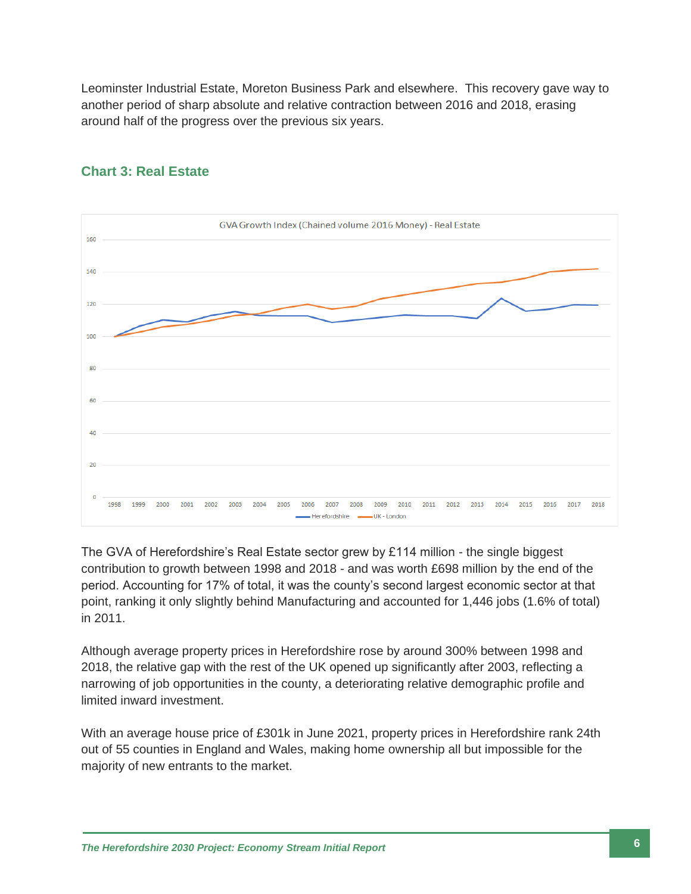Leominster Industrial Estate, Moreton Business Park and elsewhere. This recovery gave way to another period of sharp absolute and relative contraction between 2016 and 2018, erasing around half of the progress over the previous six years.

### Chart 3: Real Estate

The GVA of Herefordshire's Real Estate sector grew by £114 million - the single biggest contribution to growth between 1998 and 2018 - and was worth £698 million by the end of the period. Accounting for 17% of total, it was the county's second largest economic sector at that point, ranking it only slightly behind Manufacturing and accounted for 1,446 jobs (1.6% of total) in 2011.

Although average property prices in Herefordshire rose by around 300% between 1998 and 2018, the relative gap with the rest of the UK opened up significantly after 2003, reflecting a narrowing of job opportunities in the county, a deteriorating relative demographic profile and limited inward investment.

With an average house price of £301k in June 2021, property prices in Herefordshire rank 24th out of 55 counties in England and Wales, making home ownership all but impossible for the majority of new entrants to the market.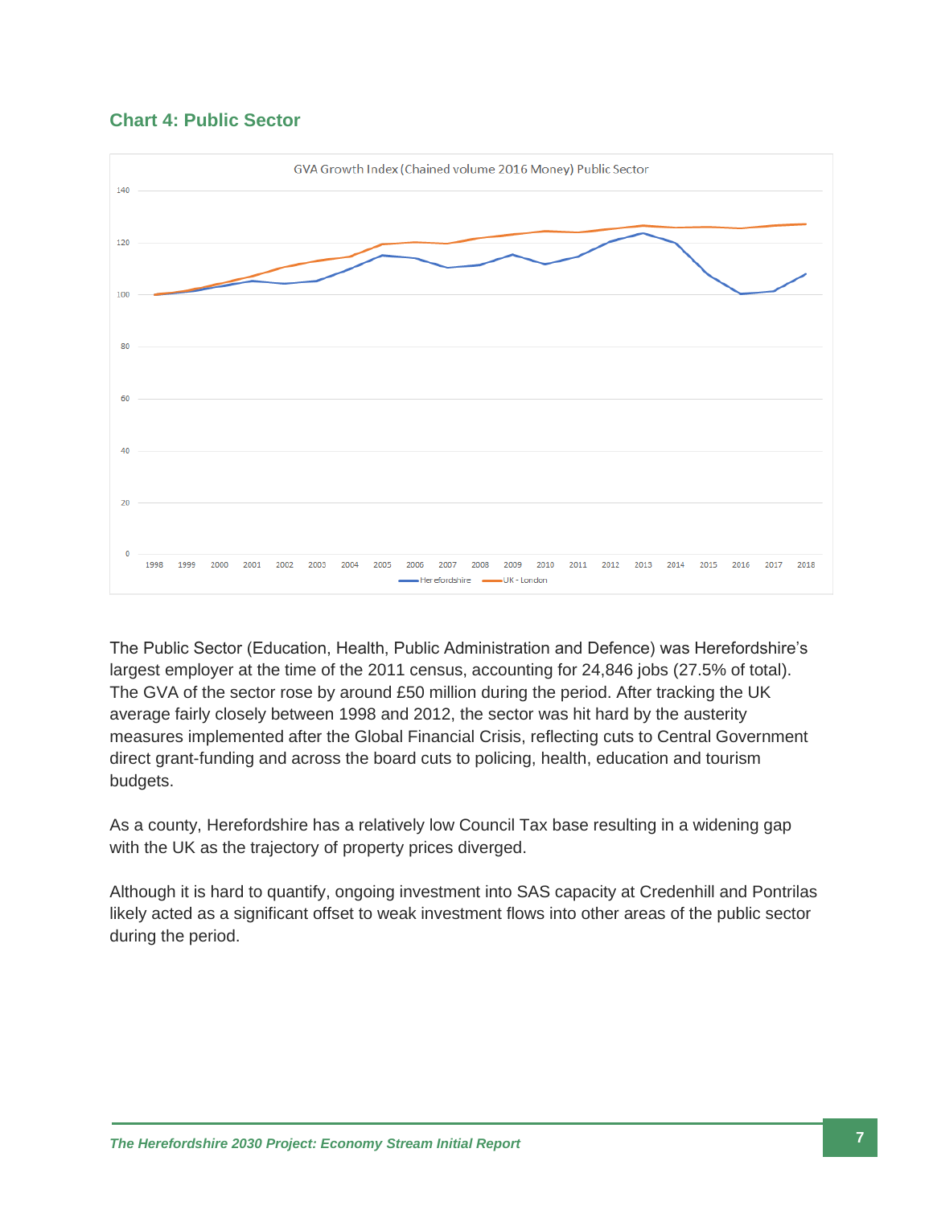## Chart 4: Public Sector

The Public Sector (Education, Health, Public Administration and Defence) was Herefordshire's largest employer at the time of the 2011 census, accounting for 24,846 jobs (27.5% of total). The GVA of the sector rose by around £50 million during the period. After tracking the UK average fairly closely between 1998 and 2012, the sector was hit hard by the austerity measures implemented after the Global Financial Crisis, reflecting cuts to Central Government direct grant-funding and across the board cuts to policing, health, education and tourism budgets.

As a county, Herefordshire has a relatively low Council Tax base resulting in a widening gap with the UK as the trajectory of property prices diverged.

Although it is hard to quantify, ongoing investment into SAS capacity at Credenhill and Pontrilas likely acted as a significant offset to weak investment flows into other areas of the public sector during the period.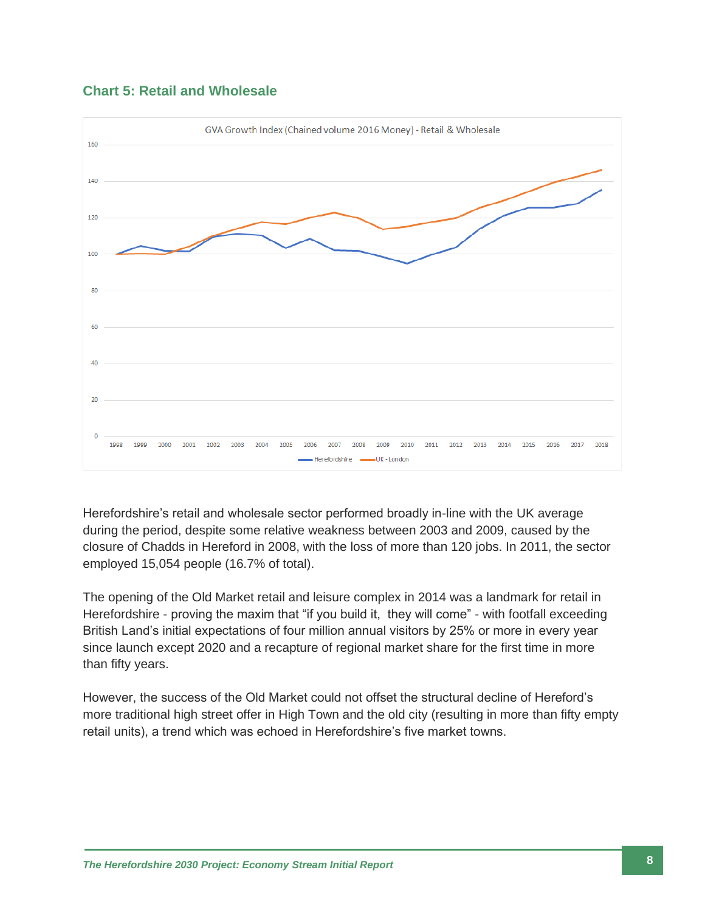## Chart 5: Retail and Wholesale

Herefordshire's retail and wholesale sector performed broadly in-line with the UK average during the period, despite some relative weakness between 2003 and 2009, caused by the closure of Chadds in Hereford in 2008, with the loss of more than 120 jobs. In 2011, the sector employed 15,054 people (16.7% of total).

The opening of the Old Market retail and leisure complex in 2014 was a landmark for retail in Herefordshire - proving the maxim that "if you build it, they will come" - with footfall exceeding British Land's initial expectations of four million annual visitors by 25% or more in every year since launch except 2020 and a recapture of regional market share for the first time in more than fifty years.

However, the success of the Old Market could not offset the structural decline of Hereford's more traditional high street offer in High Town and the old city (resulting in more than fifty empty retail units), a trend which was echoed in Herefordshire's five market towns.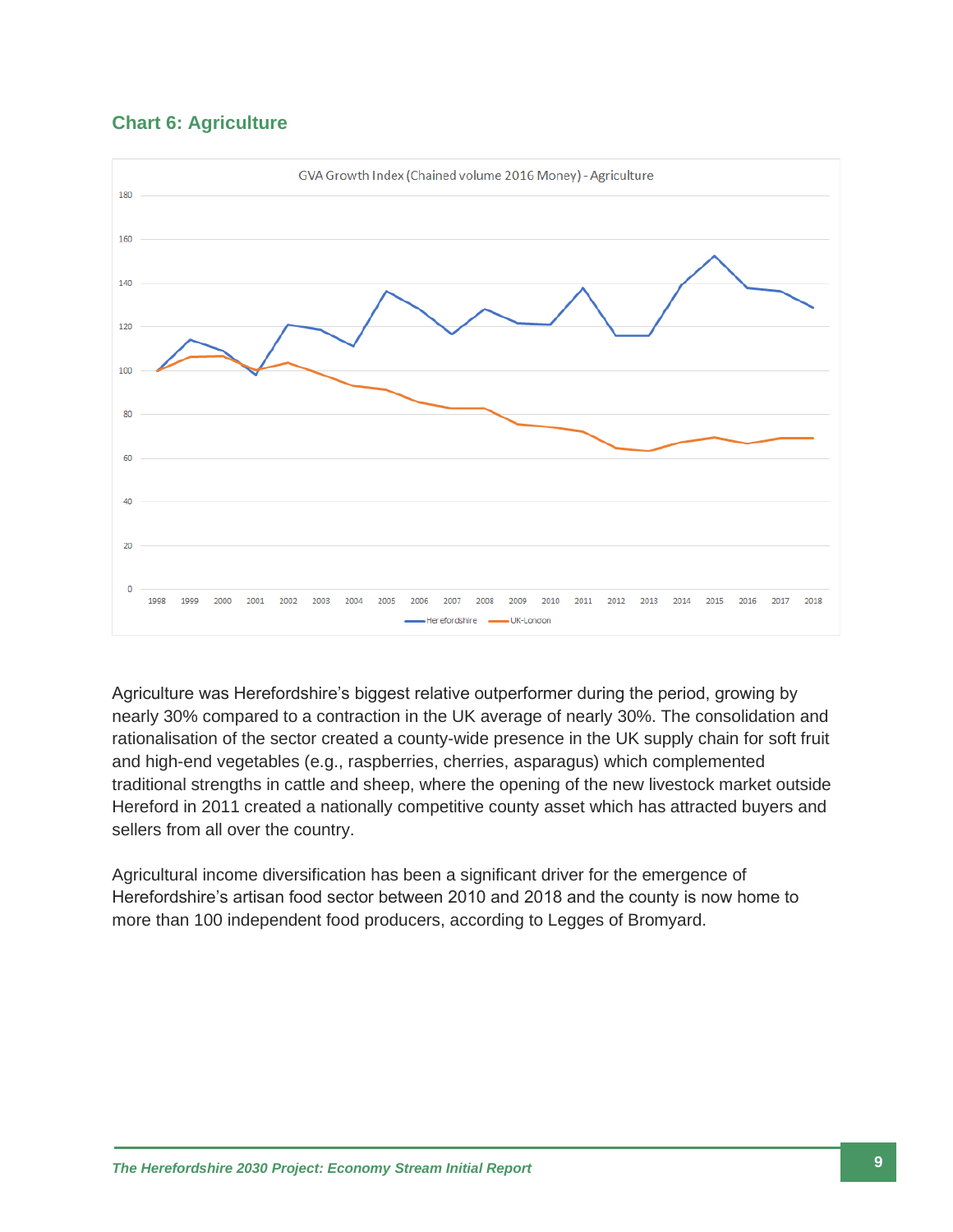## Chart 6: Agriculture

Agriculture was Herefordshire's biggest relative outperformer during the period, growing by nearly 30% compared to a contraction in the UK average of nearly 30%. The consolidation and rationalisation of the sector created a county-wide presence in the UK supply chain for soft fruit and high-end vegetables (e.g., raspberries, cherries, asparagus) which complemented traditional strengths in cattle and sheep, where the opening of the new livestock market outside Hereford in 2011 created a nationally competitive county asset which has attracted buyers and sellers from all over the country.

Agricultural income diversification has been a significant driver for the emergence of Herefordshire's artisan food sector between 2010 and 2018 and the county is now home to more than 100 independent food producers, according to Legges of Bromyard.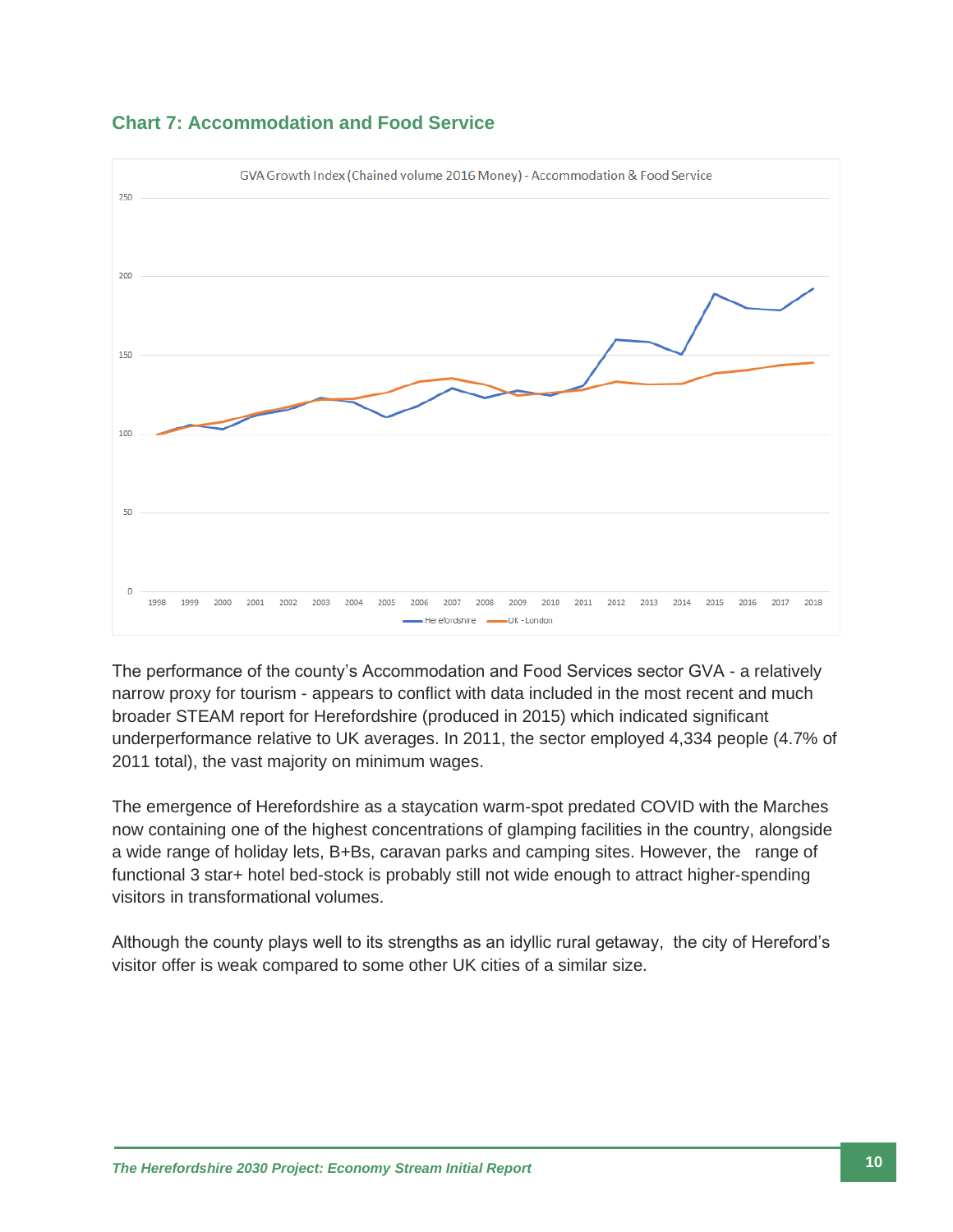### Chart 7: Accommodation and Food Service

The performance of the county's Accommodation and Food Services sector GVA - a relatively narrow proxy for tourism - appears to conflict with data included in the most recent and much broader STEAM report for Herefordshire (produced in 2015) which indicated significant underperformance relative to UK averages. In 2011, the sector employed 4,334 people (4.7% of 2011 total), the vast majority on minimum wages.

The emergence of Herefordshire as a staycation warm-spot predated COVID with the Marches now containing one of the highest concentrations of glamping facilities in the country, alongside a wide range of holiday lets, B+Bs, caravan parks and camping sites. However, the range of functional 3 star+ hotel bed-stock is probably still not wide enough to attract higher-spending visitors in transformational volumes.

Although the county plays well to its strengths as an idyllic rural getaway, the city of Hereford's visitor offer is weak compared to some other UK cities of a similar size.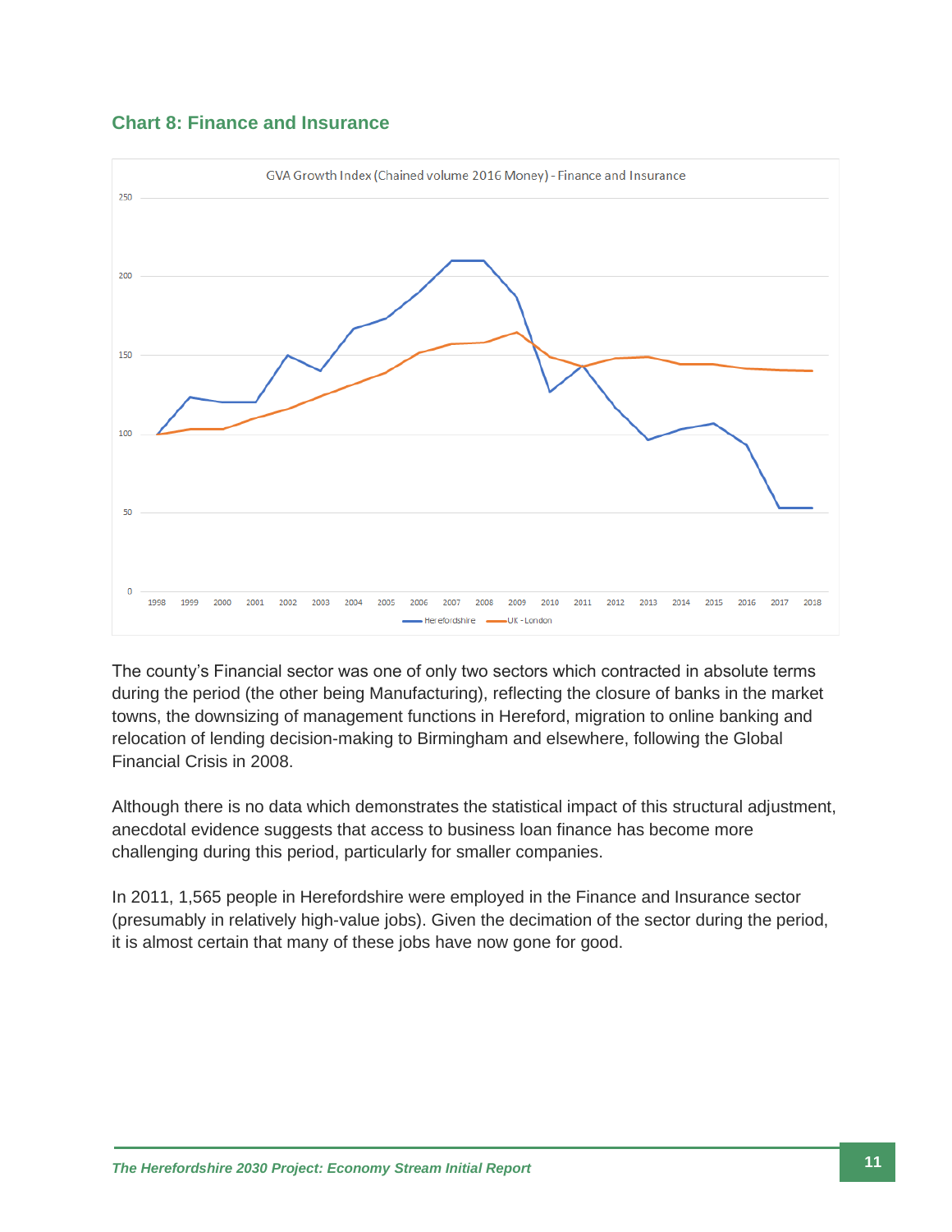## Chart 8: Finance and Insurance

The county's Financial sector was one of only two sectors which contracted in absolute terms during the period (the other being Manufacturing), reflecting the closure of banks in the market towns, the downsizing of management functions in Hereford, migration to online banking and relocation of lending decision-making to Birmingham and elsewhere, following the Global Financial Crisis in 2008.

Although there is no data which demonstrates the statistical impact of this structural adjustment, anecdotal evidence suggests that access to business loan finance has become more challenging during this period, particularly for smaller companies.

In 2011, 1,565 people in Herefordshire were employed in the Finance and Insurance sector (presumably in relatively high-value jobs). Given the decimation of the sector during the period, it is almost certain that many of these jobs have now gone for good.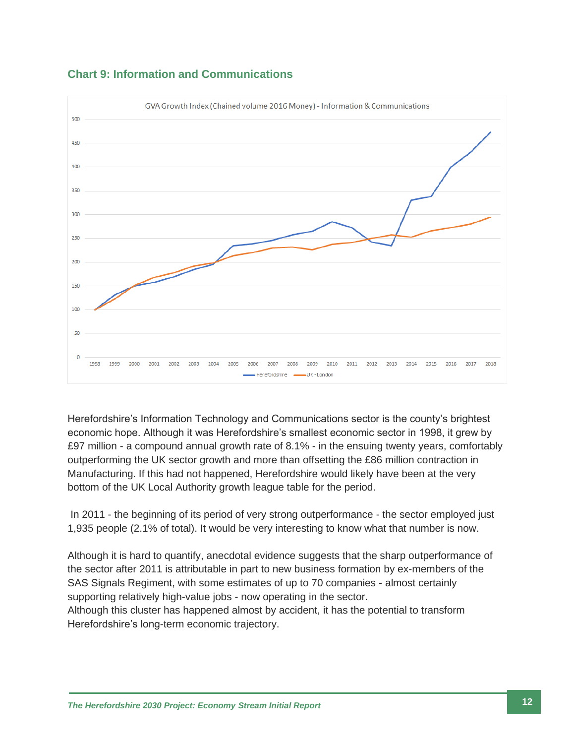## Chart 9: Information and Communications

Herefordshire's Information Technology and Communications sector is the county's brightest economic hope. Although it was Herefordshire's smallest economic sector in 1998, it grew by £97 million - a compound annual growth rate of 8.1% - in the ensuing twenty years, comfortably outperforming the UK sector growth and more than offsetting the £86 million contraction in Manufacturing. If this had not happened, Herefordshire would likely have been at the very bottom of the UK Local Authority growth league table for the period.

In 2011 - the beginning of its period of very strong outperformance - the sector employed just 1,935 people (2.1% of total). It would be very interesting to know what that number is now.

Although it is hard to quantify, anecdotal evidence suggests that the sharp outperformance of the sector after 2011 is attributable in part to new business formation by ex-members of the SAS Signals Regiment, with some estimates of up to 70 companies - almost certainly supporting relatively high-value jobs - now operating in the sector.
Although this cluster has happened almost by accident, it has the potential to transform Herefordshire's long-term economic trajectory.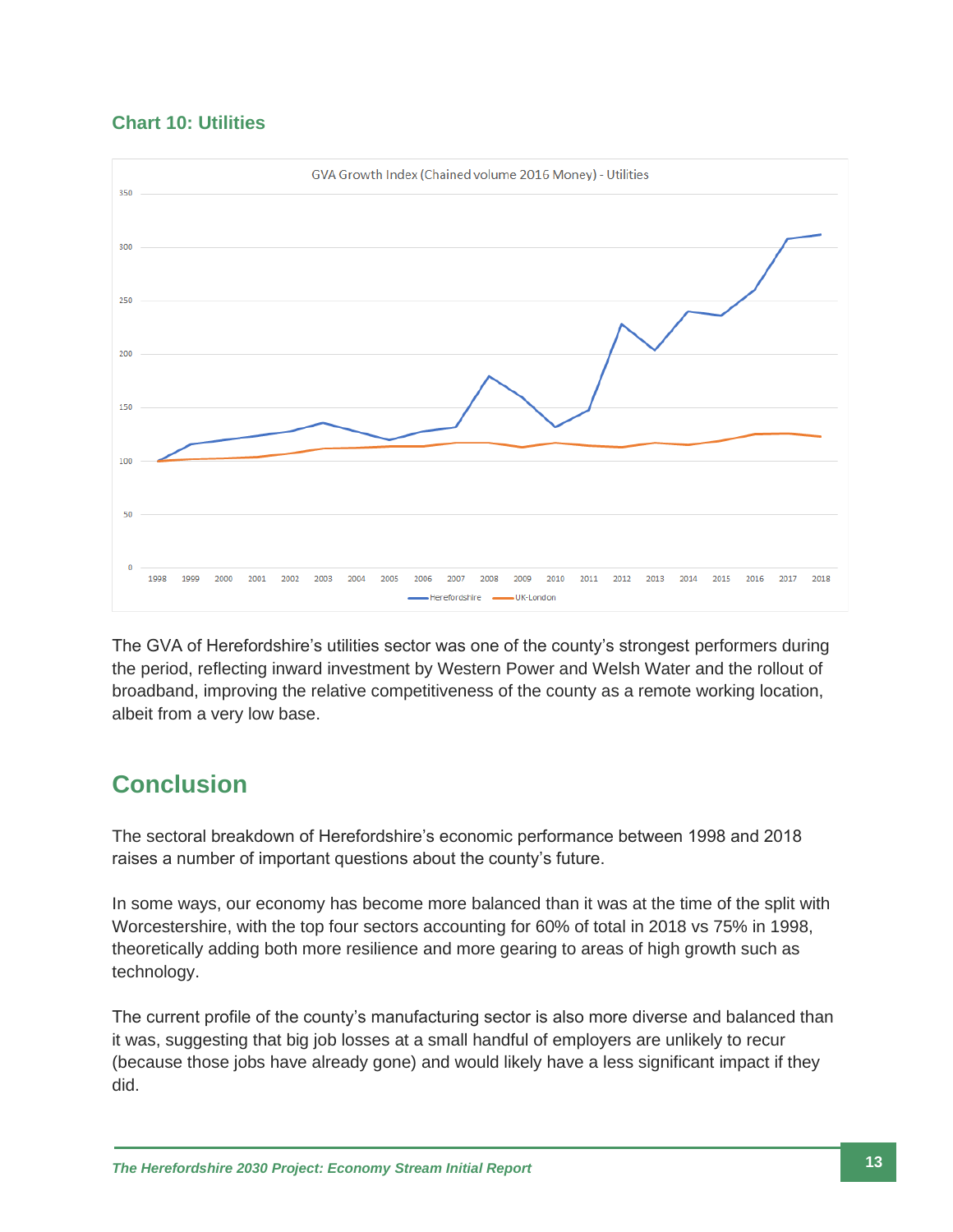### Chart 10: Utilities

The GVA of Herefordshire's utilities sector was one of the county's strongest performers during the period, reflecting inward investment by Western Power and Welsh Water and the rollout of broadband, improving the relative competitiveness of the county as a remote working location, albeit from a very low base.

## Conclusion

The sectoral breakdown of Herefordshire's economic performance between 1998 and 2018 raises a number of important questions about the county's future.

In some ways, our economy has become more balanced than it was at the time of the split with Worcestershire, with the top four sectors accounting for 60% of total in 2018 vs 75% in 1998, theoretically adding both more resilience and more gearing to areas of high growth such as technology.

The current profile of the county's manufacturing sector is also more diverse and balanced than it was, suggesting that big job losses at a small handful of employers are unlikely to recur (because those jobs have already gone) and would likely have a less significant impact if they did.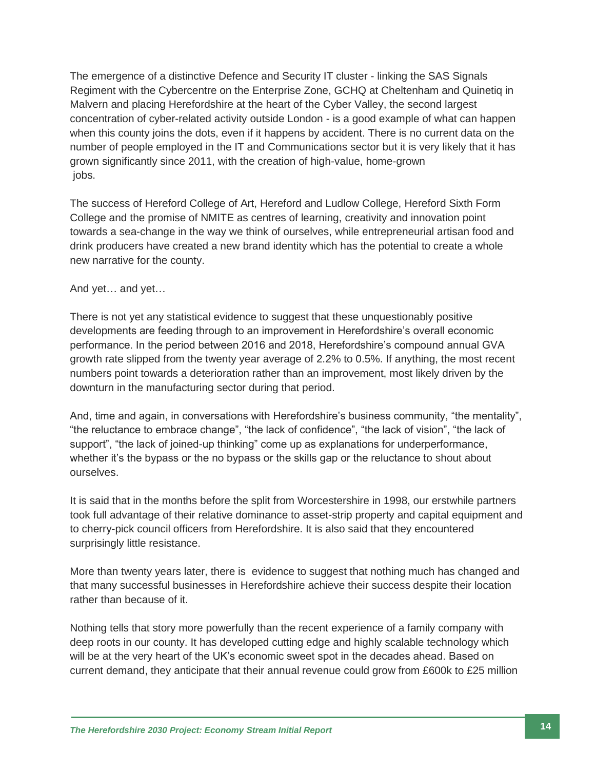The emergence of a distinctive Defence and Security IT cluster - linking the SAS Signals Regiment with the Cybercentre on the Enterprise Zone, GCHQ at Cheltenham and Quinetiq in Malvern and placing Herefordshire at the heart of the Cyber Valley, the second largest concentration of cyber-related activity outside London - is a good example of what can happen when this county joins the dots, even if it happens by accident. There is no current data on the number of people employed in the IT and Communications sector but it is very likely that it has grown significantly since 2011, with the creation of high-value, home-grown jobs.

The success of Hereford College of Art, Hereford and Ludlow College, Hereford Sixth Form College and the promise of NMITE as centres of learning, creativity and innovation point towards a sea-change in the way we think of ourselves, while entrepreneurial artisan food and drink producers have created a new brand identity which has the potential to create a whole new narrative for the county.

And yet… and yet…

There is not yet any statistical evidence to suggest that these unquestionably positive developments are feeding through to an improvement in Herefordshire's overall economic performance. In the period between 2016 and 2018, Herefordshire's compound annual GVA growth rate slipped from the twenty year average of 2.2% to 0.5%. If anything, the most recent numbers point towards a deterioration rather than an improvement, most likely driven by the downturn in the manufacturing sector during that period.

And, time and again, in conversations with Herefordshire's business community, "the mentality", "the reluctance to embrace change", "the lack of confidence", "the lack of vision", "the lack of support", "the lack of joined-up thinking" come up as explanations for underperformance, whether it's the bypass or the no bypass or the skills gap or the reluctance to shout about ourselves.

It is said that in the months before the split from Worcestershire in 1998, our erstwhile partners took full advantage of their relative dominance to asset-strip property and capital equipment and to cherry-pick council officers from Herefordshire. It is also said that they encountered surprisingly little resistance.

More than twenty years later, there is evidence to suggest that nothing much has changed and that many successful businesses in Herefordshire achieve their success despite their location rather than because of it.

Nothing tells that story more powerfully than the recent experience of a family company with deep roots in our county. It has developed cutting edge and highly scalable technology which will be at the very heart of the UK's economic sweet spot in the decades ahead. Based on current demand, they anticipate that their annual revenue could grow from £600k to £25 million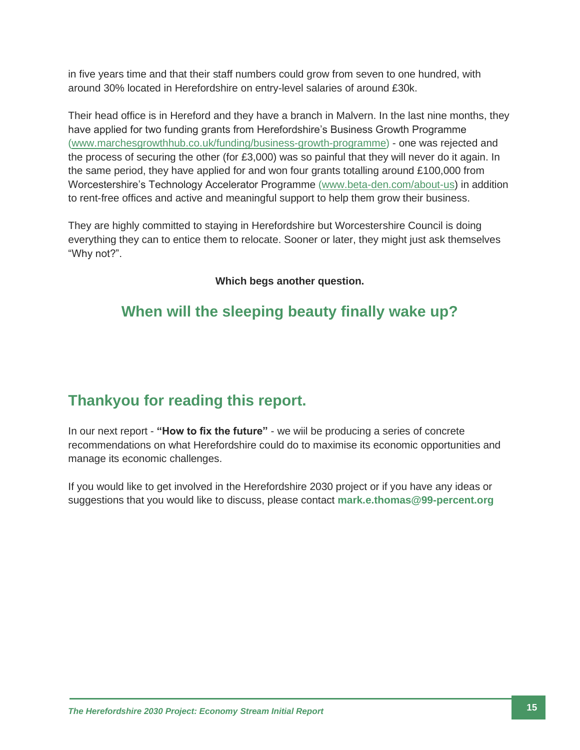in five years time and that their staff numbers could grow from seven to one hundred, with around 30% located in Herefordshire on entry-level salaries of around £30k.

Their head office is in Hereford and they have a branch in Malvern. In the last nine months, they have applied for two funding grants from Herefordshire's Business Growth Programme (www.marchesgrowthhub.co.uk/funding/business-growth-programme) - one was rejected and the process of securing the other (for £3,000) was so painful that they will never do it again. In the same period, they have applied for and won four grants totalling around £100,000 from Worcestershire's Technology Accelerator Programme (www.beta-den.com/about-us) in addition to rent-free offices and active and meaningful support to help them grow their business.

They are highly committed to staying in Herefordshire but Worcestershire Council is doing everything they can to entice them to relocate. Sooner or later, they might just ask themselves "Why not?".

**Which begs another question.**

## When will the sleeping beauty finally wake up?

## Thankyou for reading this report.

In our next report - **"How to fix the future"** - we wiil be producing a series of concrete recommendations on what Herefordshire could do to maximise its economic opportunities and manage its economic challenges.

If you would like to get involved in the Herefordshire 2030 project or if you have any ideas or suggestions that you would like to discuss, please contact **mark.e.thomas@99-percent.org**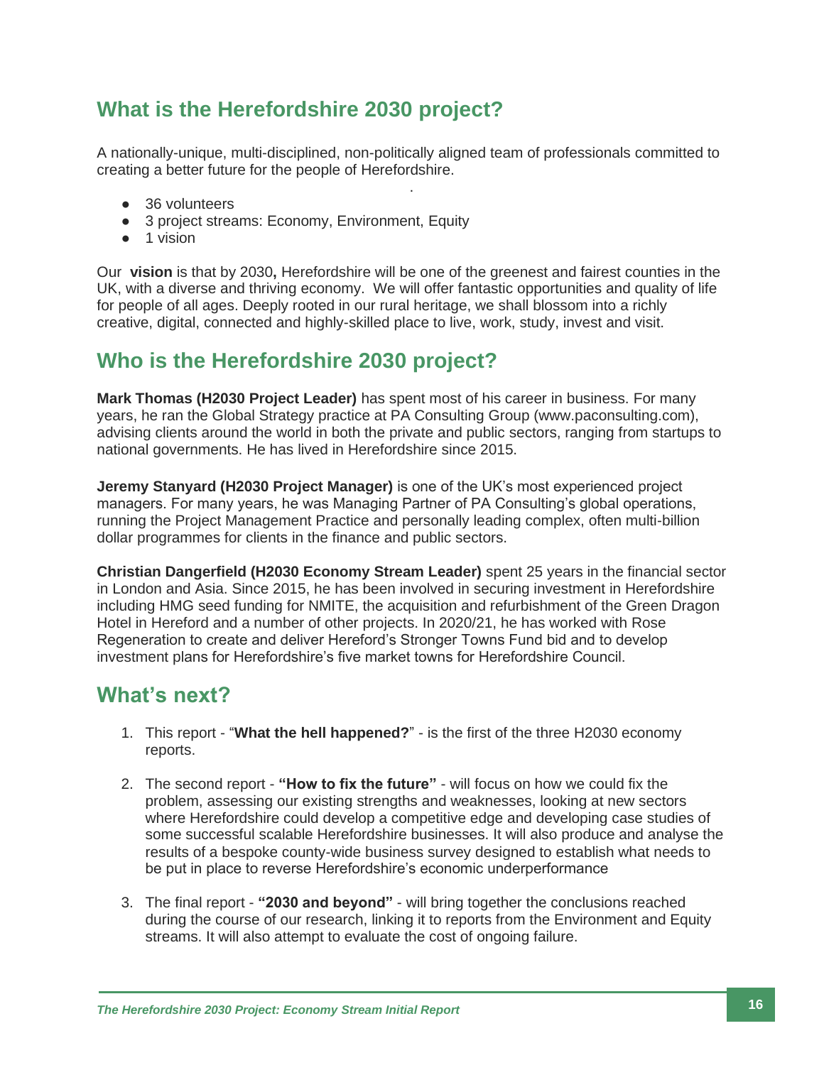## What is the Herefordshire 2030 project?

A nationally-unique, multi-disciplined, non-politically aligned team of professionals committed to creating a better future for the people of Herefordshire.

- 36 volunteers
- 3 project streams: Economy, Environment, Equity
- 1 vision

Our **vision** is that by 2030**,** Herefordshire will be one of the greenest and fairest counties in the UK, with a diverse and thriving economy. We will offer fantastic opportunities and quality of life for people of all ages. Deeply rooted in our rural heritage, we shall blossom into a richly creative, digital, connected and highly-skilled place to live, work, study, invest and visit.

## Who is the Herefordshire 2030 project?

**Mark Thomas (H2030 Project Leader)** has spent most of his career in business. For many years, he ran the Global Strategy practice at PA Consulting Group (www.paconsulting.com), advising clients around the world in both the private and public sectors, ranging from startups to national governments. He has lived in Herefordshire since 2015.

**Jeremy Stanyard (H2030 Project Manager)** is one of the UK's most experienced project managers. For many years, he was Managing Partner of PA Consulting's global operations, running the Project Management Practice and personally leading complex, often multi-billion dollar programmes for clients in the finance and public sectors.

**Christian Dangerfield (H2030 Economy Stream Leader)** spent 25 years in the financial sector in London and Asia. Since 2015, he has been involved in securing investment in Herefordshire including HMG seed funding for NMITE, the acquisition and refurbishment of the Green Dragon Hotel in Hereford and a number of other projects. In 2020/21, he has worked with Rose Regeneration to create and deliver Hereford's Stronger Towns Fund bid and to develop investment plans for Herefordshire's five market towns for Herefordshire Council.

## What's next?

1. This report - "**What the hell happened?**" - is the first of the three H2030 economy reports.

2. The second report - **"How to fix the future"** - will focus on how we could fix the problem, assessing our existing strengths and weaknesses, looking at new sectors where Herefordshire could develop a competitive edge and developing case studies of some successful scalable Herefordshire businesses. It will also produce and analyse the results of a bespoke county-wide business survey designed to establish what needs to be put in place to reverse Herefordshire's economic underperformance

3. The final report - **"2030 and beyond"** - will bring together the conclusions reached during the course of our research, linking it to reports from the Environment and Equity streams. It will also attempt to evaluate the cost of ongoing failure.